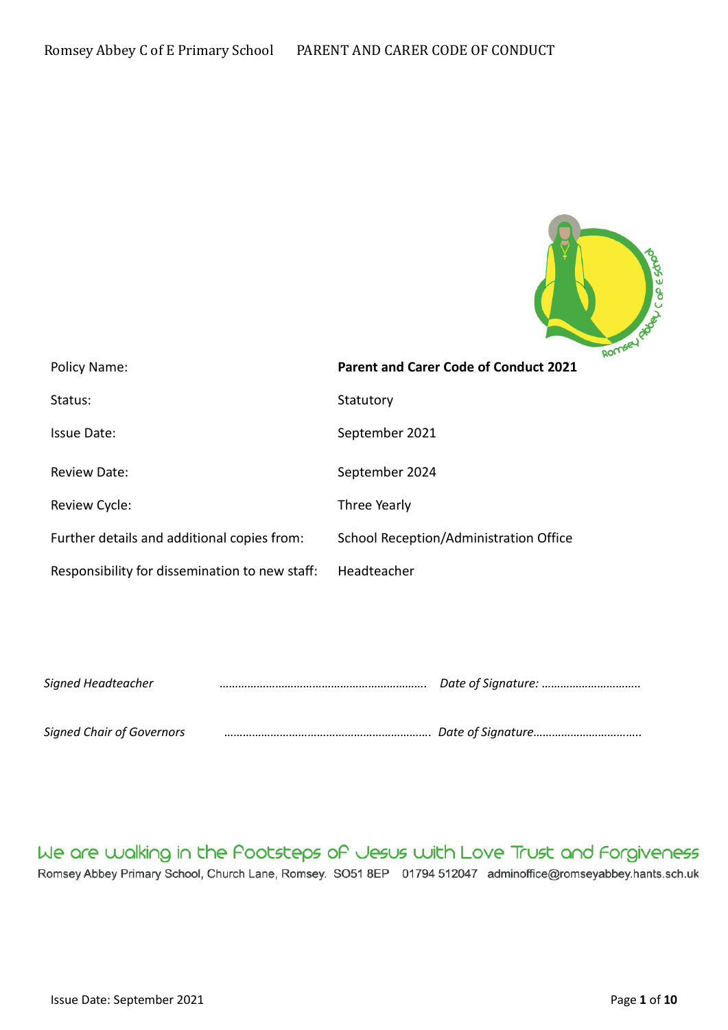| Policy Name: | **Parent and Carer Code of Conduct 2021** |
|---|---|
| Status: | Statutory |
| Issue Date: | September 2021 |
| Review Date: | September 2024 |
| Review Cycle: | Three Yearly |
| Further details and additional copies from: | School Reception/Administration Office |
| Responsibility for dissemination to new staff: | Headteacher |

*Signed Headteacher* ………………………………………………………. *Date of Signature:* ………………………….

*Signed Chair of Governors* ………………………………………………………. *Date of Signature*…………………………….

We are walking in the Footsteps of Jesus with Love Trust and Forgiveness

Romsey Abbey Primary School, Church Lane, Romsey. SO51 8EP 01794 512047 adminoffice@romseyabbey.hants.sch.uk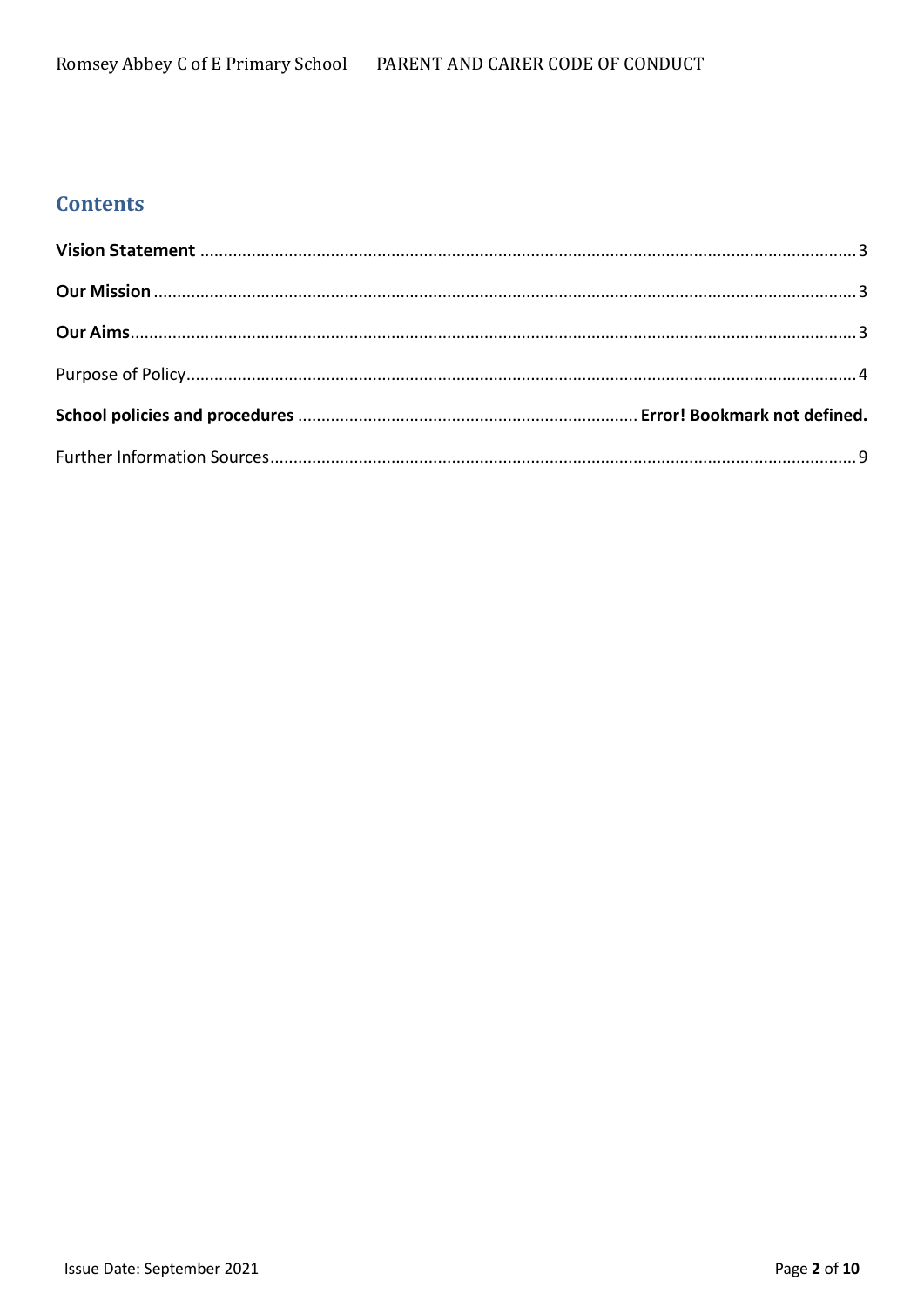## Contents

**Vision Statement** ........................................................................................................................................ 3

**Our Mission** .................................................................................................................................................. 3

**Our Aims**....................................................................................................................................................... 3

Purpose of Policy............................................................................................................................................ 4

**School policies and procedures** ....................................................................... **Error! Bookmark not defined.**

Further Information Sources........................................................................................................................... 9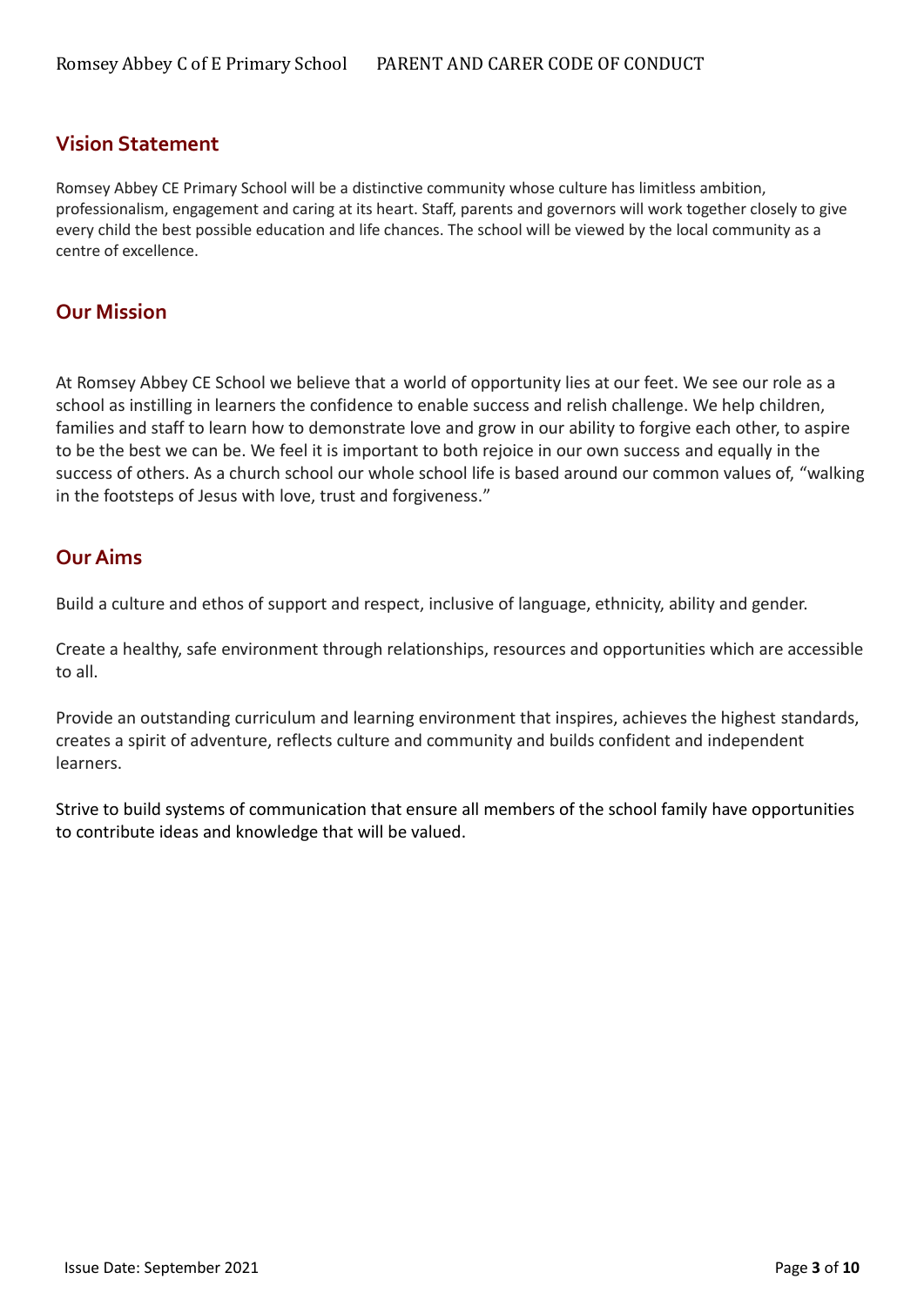## Vision Statement

Romsey Abbey CE Primary School will be a distinctive community whose culture has limitless ambition, professionalism, engagement and caring at its heart. Staff, parents and governors will work together closely to give every child the best possible education and life chances. The school will be viewed by the local community as a centre of excellence.

## Our Mission

At Romsey Abbey CE School we believe that a world of opportunity lies at our feet. We see our role as a school as instilling in learners the confidence to enable success and relish challenge. We help children, families and staff to learn how to demonstrate love and grow in our ability to forgive each other, to aspire to be the best we can be. We feel it is important to both rejoice in our own success and equally in the success of others. As a church school our whole school life is based around our common values of, "walking in the footsteps of Jesus with love, trust and forgiveness."

## Our Aims

Build a culture and ethos of support and respect, inclusive of language, ethnicity, ability and gender.

Create a healthy, safe environment through relationships, resources and opportunities which are accessible to all.

Provide an outstanding curriculum and learning environment that inspires, achieves the highest standards, creates a spirit of adventure, reflects culture and community and builds confident and independent learners.

Strive to build systems of communication that ensure all members of the school family have opportunities to contribute ideas and knowledge that will be valued.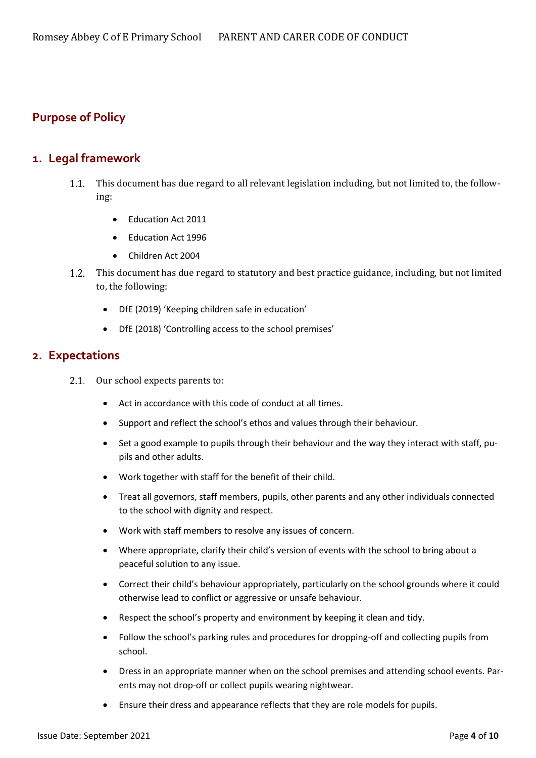## Purpose of Policy

## 1. Legal framework

1.1. This document has due regard to all relevant legislation including, but not limited to, the following:

- Education Act 2011
- Education Act 1996
- Children Act 2004

1.2. This document has due regard to statutory and best practice guidance, including, but not limited to, the following:

- DfE (2019) 'Keeping children safe in education'
- DfE (2018) 'Controlling access to the school premises'

## 2. Expectations

2.1. Our school expects parents to:

- Act in accordance with this code of conduct at all times.
- Support and reflect the school's ethos and values through their behaviour.
- Set a good example to pupils through their behaviour and the way they interact with staff, pupils and other adults.
- Work together with staff for the benefit of their child.
- Treat all governors, staff members, pupils, other parents and any other individuals connected to the school with dignity and respect.
- Work with staff members to resolve any issues of concern.
- Where appropriate, clarify their child's version of events with the school to bring about a peaceful solution to any issue.
- Correct their child's behaviour appropriately, particularly on the school grounds where it could otherwise lead to conflict or aggressive or unsafe behaviour.
- Respect the school's property and environment by keeping it clean and tidy.
- Follow the school's parking rules and procedures for dropping-off and collecting pupils from school.
- Dress in an appropriate manner when on the school premises and attending school events. Parents may not drop-off or collect pupils wearing nightwear.
- Ensure their dress and appearance reflects that they are role models for pupils.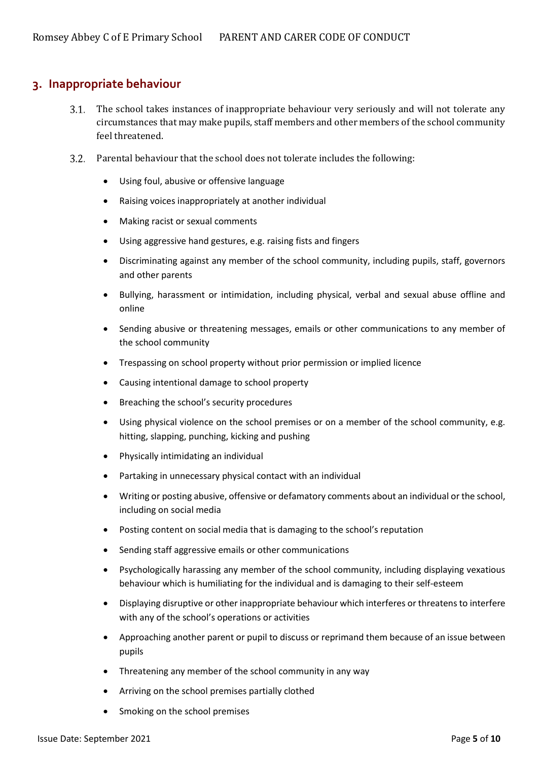## 3. Inappropriate behaviour

3.1. The school takes instances of inappropriate behaviour very seriously and will not tolerate any circumstances that may make pupils, staff members and other members of the school community feel threatened.

3.2. Parental behaviour that the school does not tolerate includes the following:

- Using foul, abusive or offensive language
- Raising voices inappropriately at another individual
- Making racist or sexual comments
- Using aggressive hand gestures, e.g. raising fists and fingers
- Discriminating against any member of the school community, including pupils, staff, governors and other parents
- Bullying, harassment or intimidation, including physical, verbal and sexual abuse offline and online
- Sending abusive or threatening messages, emails or other communications to any member of the school community
- Trespassing on school property without prior permission or implied licence
- Causing intentional damage to school property
- Breaching the school's security procedures
- Using physical violence on the school premises or on a member of the school community, e.g. hitting, slapping, punching, kicking and pushing
- Physically intimidating an individual
- Partaking in unnecessary physical contact with an individual
- Writing or posting abusive, offensive or defamatory comments about an individual or the school, including on social media
- Posting content on social media that is damaging to the school's reputation
- Sending staff aggressive emails or other communications
- Psychologically harassing any member of the school community, including displaying vexatious behaviour which is humiliating for the individual and is damaging to their self-esteem
- Displaying disruptive or other inappropriate behaviour which interferes or threatens to interfere with any of the school's operations or activities
- Approaching another parent or pupil to discuss or reprimand them because of an issue between pupils
- Threatening any member of the school community in any way
- Arriving on the school premises partially clothed
- Smoking on the school premises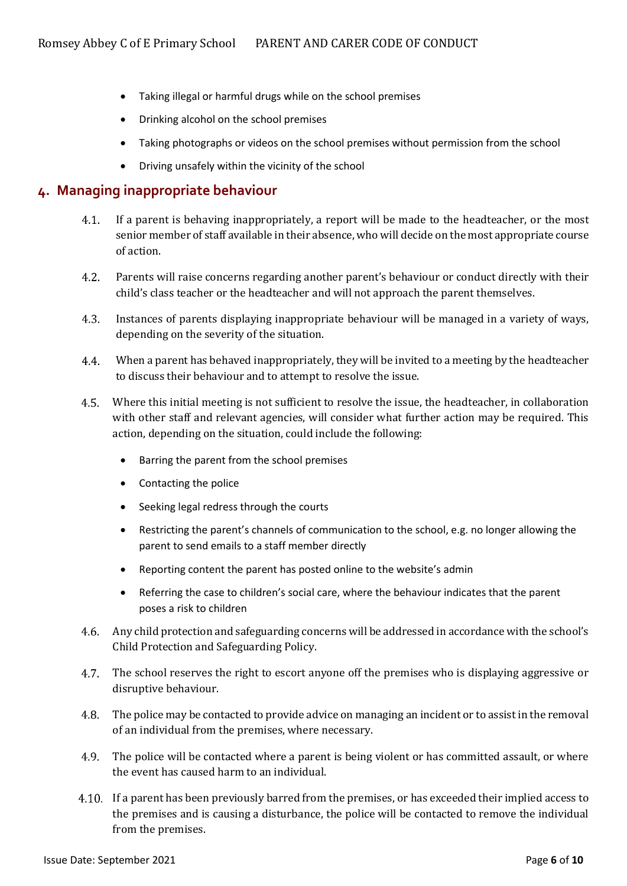- Taking illegal or harmful drugs while on the school premises
- Drinking alcohol on the school premises
- Taking photographs or videos on the school premises without permission from the school
- Driving unsafely within the vicinity of the school

## 4. Managing inappropriate behaviour

4.1. If a parent is behaving inappropriately, a report will be made to the headteacher, or the most senior member of staff available in their absence, who will decide on the most appropriate course of action.

4.2. Parents will raise concerns regarding another parent's behaviour or conduct directly with their child's class teacher or the headteacher and will not approach the parent themselves.

4.3. Instances of parents displaying inappropriate behaviour will be managed in a variety of ways, depending on the severity of the situation.

4.4. When a parent has behaved inappropriately, they will be invited to a meeting by the headteacher to discuss their behaviour and to attempt to resolve the issue.

4.5. Where this initial meeting is not sufficient to resolve the issue, the headteacher, in collaboration with other staff and relevant agencies, will consider what further action may be required. This action, depending on the situation, could include the following:

- Barring the parent from the school premises
- Contacting the police
- Seeking legal redress through the courts
- Restricting the parent's channels of communication to the school, e.g. no longer allowing the parent to send emails to a staff member directly
- Reporting content the parent has posted online to the website's admin
- Referring the case to children's social care, where the behaviour indicates that the parent poses a risk to children

4.6. Any child protection and safeguarding concerns will be addressed in accordance with the school's Child Protection and Safeguarding Policy.

4.7. The school reserves the right to escort anyone off the premises who is displaying aggressive or disruptive behaviour.

4.8. The police may be contacted to provide advice on managing an incident or to assist in the removal of an individual from the premises, where necessary.

4.9. The police will be contacted where a parent is being violent or has committed assault, or where the event has caused harm to an individual.

4.10. If a parent has been previously barred from the premises, or has exceeded their implied access to the premises and is causing a disturbance, the police will be contacted to remove the individual from the premises.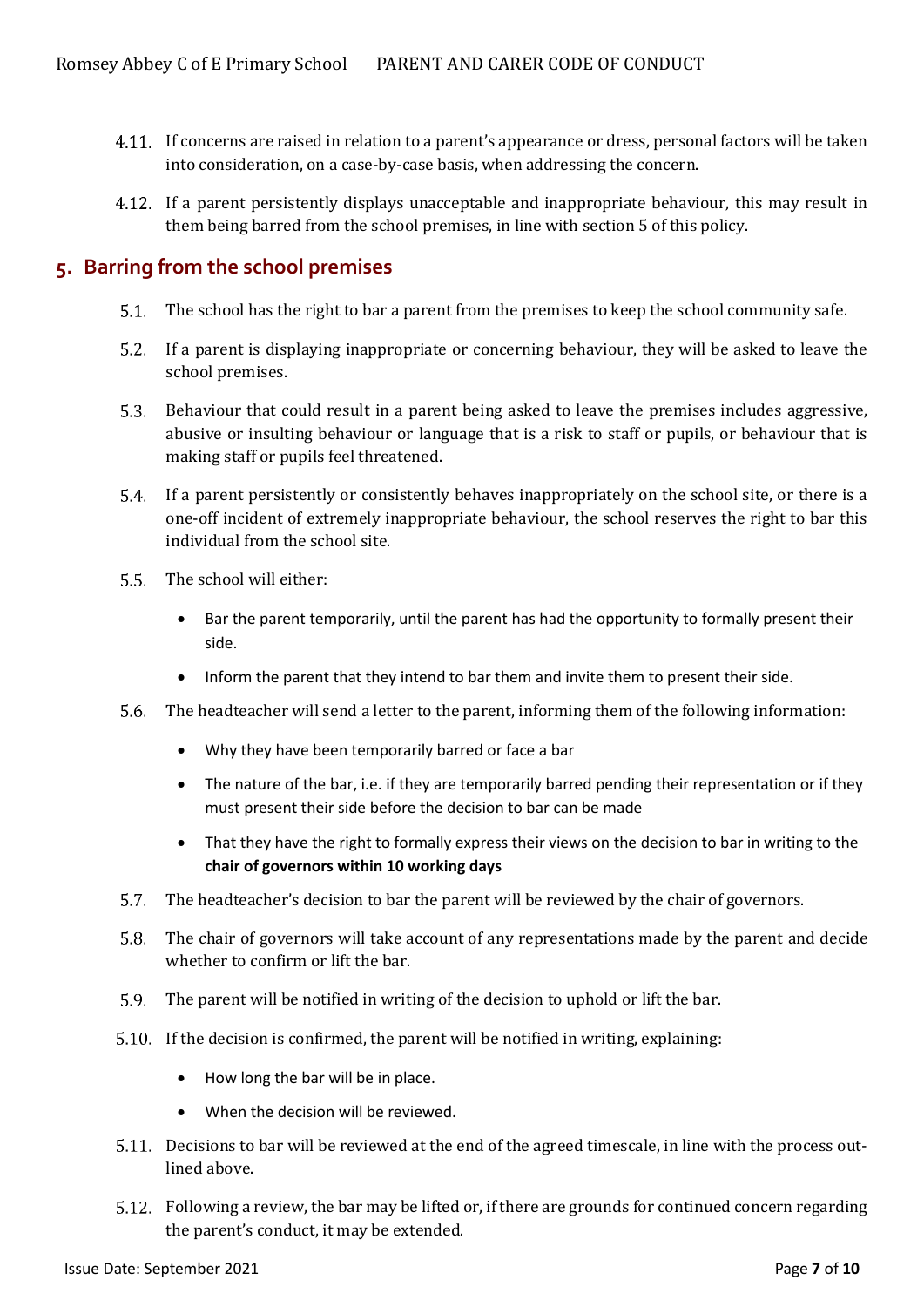4.11. If concerns are raised in relation to a parent's appearance or dress, personal factors will be taken into consideration, on a case-by-case basis, when addressing the concern.

4.12. If a parent persistently displays unacceptable and inappropriate behaviour, this may result in them being barred from the school premises, in line with section 5 of this policy.

## 5. Barring from the school premises

5.1. The school has the right to bar a parent from the premises to keep the school community safe.

5.2. If a parent is displaying inappropriate or concerning behaviour, they will be asked to leave the school premises.

5.3. Behaviour that could result in a parent being asked to leave the premises includes aggressive, abusive or insulting behaviour or language that is a risk to staff or pupils, or behaviour that is making staff or pupils feel threatened.

5.4. If a parent persistently or consistently behaves inappropriately on the school site, or there is a one-off incident of extremely inappropriate behaviour, the school reserves the right to bar this individual from the school site.

5.5. The school will either:

- Bar the parent temporarily, until the parent has had the opportunity to formally present their side.
- Inform the parent that they intend to bar them and invite them to present their side.

5.6. The headteacher will send a letter to the parent, informing them of the following information:

- Why they have been temporarily barred or face a bar
- The nature of the bar, i.e. if they are temporarily barred pending their representation or if they must present their side before the decision to bar can be made
- That they have the right to formally express their views on the decision to bar in writing to the **chair of governors within 10 working days**

5.7. The headteacher's decision to bar the parent will be reviewed by the chair of governors.

5.8. The chair of governors will take account of any representations made by the parent and decide whether to confirm or lift the bar.

5.9. The parent will be notified in writing of the decision to uphold or lift the bar.

5.10. If the decision is confirmed, the parent will be notified in writing, explaining:

- How long the bar will be in place.
- When the decision will be reviewed.

5.11. Decisions to bar will be reviewed at the end of the agreed timescale, in line with the process outlined above.

5.12. Following a review, the bar may be lifted or, if there are grounds for continued concern regarding the parent's conduct, it may be extended.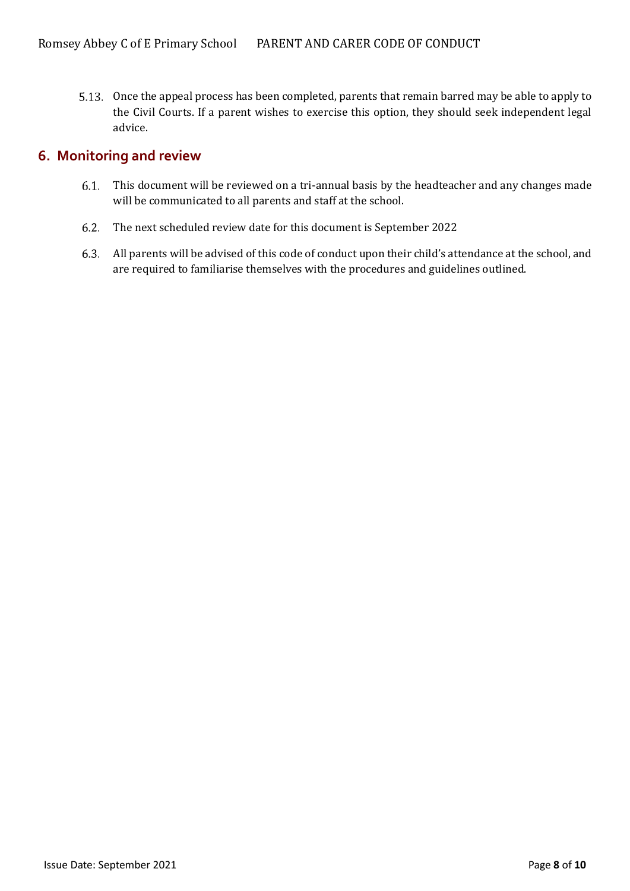5.13. Once the appeal process has been completed, parents that remain barred may be able to apply to the Civil Courts. If a parent wishes to exercise this option, they should seek independent legal advice.

## 6. Monitoring and review

6.1. This document will be reviewed on a tri-annual basis by the headteacher and any changes made will be communicated to all parents and staff at the school.

6.2. The next scheduled review date for this document is September 2022

6.3. All parents will be advised of this code of conduct upon their child's attendance at the school, and are required to familiarise themselves with the procedures and guidelines outlined.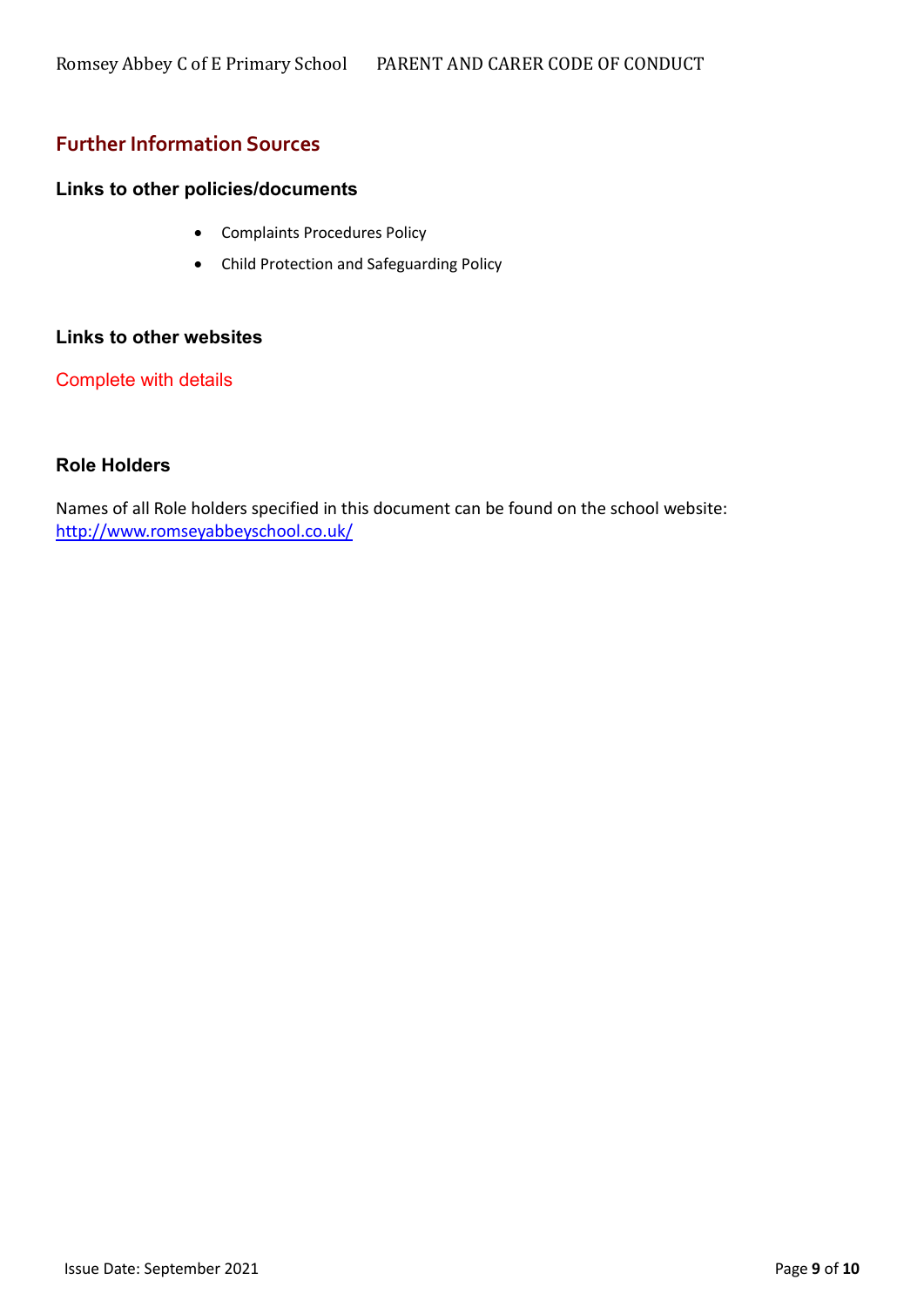## Further Information Sources

### Links to other policies/documents

- Complaints Procedures Policy
- Child Protection and Safeguarding Policy

### Links to other websites

Complete with details

### Role Holders

Names of all Role holders specified in this document can be found on the school website:
http://www.romseyabbeyschool.co.uk/